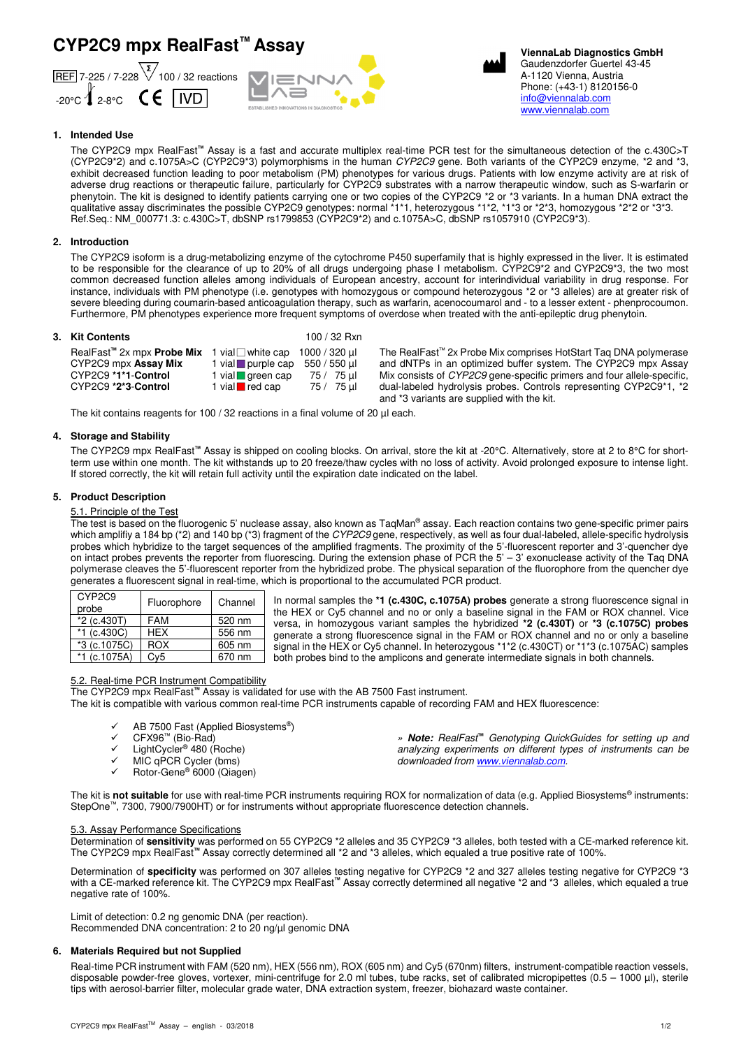# CYP2C9 mpx RealFast™ Assay

REF 7-225 / 7-228 Σ 100 / 32 reactions

-20°C 2-8°C CE IVD

**ViennaLab Diagnostics GmbH**
Gaudenzdorfer Guertel 43-45
A-1120 Vienna, Austria
Phone: (+43-1) 8120156-0
info@viennalab.com
www.viennalab.com

## 1. Intended Use

The CYP2C9 mpx RealFast™ Assay is a fast and accurate multiplex real-time PCR test for the simultaneous detection of the c.430C>T (CYP2C9*2) and c.1075A>C (CYP2C9*3) polymorphisms in the human *CYP2C9* gene. Both variants of the CYP2C9 enzyme, *2 and *3, exhibit decreased function leading to poor metabolism (PM) phenotypes for various drugs. Patients with low enzyme activity are at risk of adverse drug reactions or therapeutic failure, particularly for CYP2C9 substrates with a narrow therapeutic window, such as S-warfarin or phenytoin. The kit is designed to identify patients carrying one or two copies of the CYP2C9 *2 or *3 variants. In a human DNA extract the qualitative assay discriminates the possible CYP2C9 genotypes: normal *1*1, heterozygous *1*2, *1*3 or *2*3, homozygous *2*2 or *3*3.
Ref.Seq.: NM_000771.3: c.430C>T, dbSNP rs1799853 (CYP2C9*2) and c.1075A>C, dbSNP rs1057910 (CYP2C9*3).

## 2. Introduction

The CYP2C9 isoform is a drug-metabolizing enzyme of the cytochrome P450 superfamily that is highly expressed in the liver. It is estimated to be responsible for the clearance of up to 20% of all drugs undergoing phase I metabolism. CYP2C9*2 and CYP2C9*3, the two most common decreased function alleles among individuals of European ancestry, account for interindividual variability in drug response. For instance, individuals with PM phenotype (i.e. genotypes with homozygous or compound heterozygous *2 or *3 alleles) are at greater risk of severe bleeding during coumarin-based anticoagulation therapy, such as warfarin, acenocoumarol and - to a lesser extent - phenprocoumon. Furthermore, PM phenotypes experience more frequent symptoms of overdose when treated with the anti-epileptic drug phenytoin.

## 3. Kit Contents

| | | 100 / 32 Rxn |
|---|---|---|
| RealFast™ 2x mpx **Probe Mix** | 1 vial white cap | 1000 / 320 µl |
| CYP2C9 mpx **Assay Mix** | 1 vial purple cap | 550 / 550 µl |
| CYP2C9 ***1*1-Control** | 1 vial green cap | 75 / 75 µl |
| CYP2C9 ***2*3-Control** | 1 vial red cap | 75 / 75 µl |

The RealFast™ 2x Probe Mix comprises HotStart Taq DNA polymerase and dNTPs in an optimized buffer system. The CYP2C9 mpx Assay Mix consists of *CYP2C9* gene-specific primers and four allele-specific, dual-labeled hydrolysis probes. Controls representing CYP2C9*1, *2 and *3 variants are supplied with the kit.

The kit contains reagents for 100 / 32 reactions in a final volume of 20 µl each.

## 4. Storage and Stability

The CYP2C9 mpx RealFast™ Assay is shipped on cooling blocks. On arrival, store the kit at -20°C. Alternatively, store at 2 to 8°C for short-term use within one month. The kit withstands up to 20 freeze/thaw cycles with no loss of activity. Avoid prolonged exposure to intense light. If stored correctly, the kit will retain full activity until the expiration date indicated on the label.

## 5. Product Description

### 5.1. Principle of the Test

The test is based on the fluorogenic 5' nuclease assay, also known as TaqMan® assay. Each reaction contains two gene-specific primer pairs which amplifiy a 184 bp (*2) and 140 bp (*3) fragment of the *CYP2C9* gene, respectively, as well as four dual-labeled, allele-specific hydrolysis probes which hybridize to the target sequences of the amplified fragments. The proximity of the 5'-fluorescent reporter and 3'-quencher dye on intact probes prevents the reporter from fluorescing. During the extension phase of PCR the 5' – 3' exonuclease activity of the Taq DNA polymerase cleaves the 5'-fluorescent reporter from the hybridized probe. The physical separation of the fluorophore from the quencher dye generates a fluorescent signal in real-time, which is proportional to the accumulated PCR product.

| CYP2C9 probe | Fluorophore | Channel |
|---|---|---|
| *2 (c.430T) | FAM | 520 nm |
| *1 (c.430C) | HEX | 556 nm |
| *3 (c.1075C) | ROX | 605 nm |
| *1 (c.1075A) | Cy5 | 670 nm |

In normal samples the ***1 (c.430C, c.1075A) probes** generate a strong fluorescence signal in the HEX or Cy5 channel and no or only a baseline signal in the FAM or ROX channel. Vice versa, in homozygous variant samples the hybridized ***2 (c.430T)** or ***3 (c.1075C) probes** generate a strong fluorescence signal in the FAM or ROX channel and no or only a baseline signal in the HEX or Cy5 channel. In heterozygous *1*2 (c.430CT) or *1*3 (c.1075AC) samples both probes bind to the amplicons and generate intermediate signals in both channels.

### 5.2. Real-time PCR Instrument Compatibility

The CYP2C9 mpx RealFast™ Assay is validated for use with the AB 7500 Fast instrument.
The kit is compatible with various common real-time PCR instruments capable of recording FAM and HEX fluorescence:

- ✓ AB 7500 Fast (Applied Biosystems®)
- ✓ CFX96™ (Bio-Rad)
- ✓ LightCycler® 480 (Roche)
- ✓ MIC qPCR Cycler (bms)
- ✓ Rotor-Gene® 6000 (Qiagen)

» ***Note:*** *RealFast™ Genotyping QuickGuides for setting up and analyzing experiments on different types of instruments can be downloaded from www.viennalab.com.*

The kit is **not suitable** for use with real-time PCR instruments requiring ROX for normalization of data (e.g. Applied Biosystems® instruments: StepOne™, 7300, 7900/7900HT) or for instruments without appropriate fluorescence detection channels.

### 5.3. Assay Performance Specifications

Determination of **sensitivity** was performed on 55 CYP2C9 *2 alleles and 35 CYP2C9 *3 alleles, both tested with a CE-marked reference kit. The CYP2C9 mpx RealFast™ Assay correctly determined all *2 and *3 alleles, which equaled a true positive rate of 100%.

Determination of **specificity** was performed on 307 alleles testing negative for CYP2C9 *2 and 327 alleles testing negative for CYP2C9 *3 with a CE-marked reference kit. The CYP2C9 mpx RealFast™ Assay correctly determined all negative *2 and *3 alleles, which equaled a true negative rate of 100%.

Limit of detection: 0.2 ng genomic DNA (per reaction).
Recommended DNA concentration: 2 to 20 ng/µl genomic DNA

## 6. Materials Required but not Supplied

Real-time PCR instrument with FAM (520 nm), HEX (556 nm), ROX (605 nm) and Cy5 (670nm) filters, instrument-compatible reaction vessels, disposable powder-free gloves, vortexer, mini-centrifuge for 2.0 ml tubes, tube racks, set of calibrated micropipettes (0.5 – 1000 µl), sterile tips with aerosol-barrier filter, molecular grade water, DNA extraction system, freezer, biohazard waste container.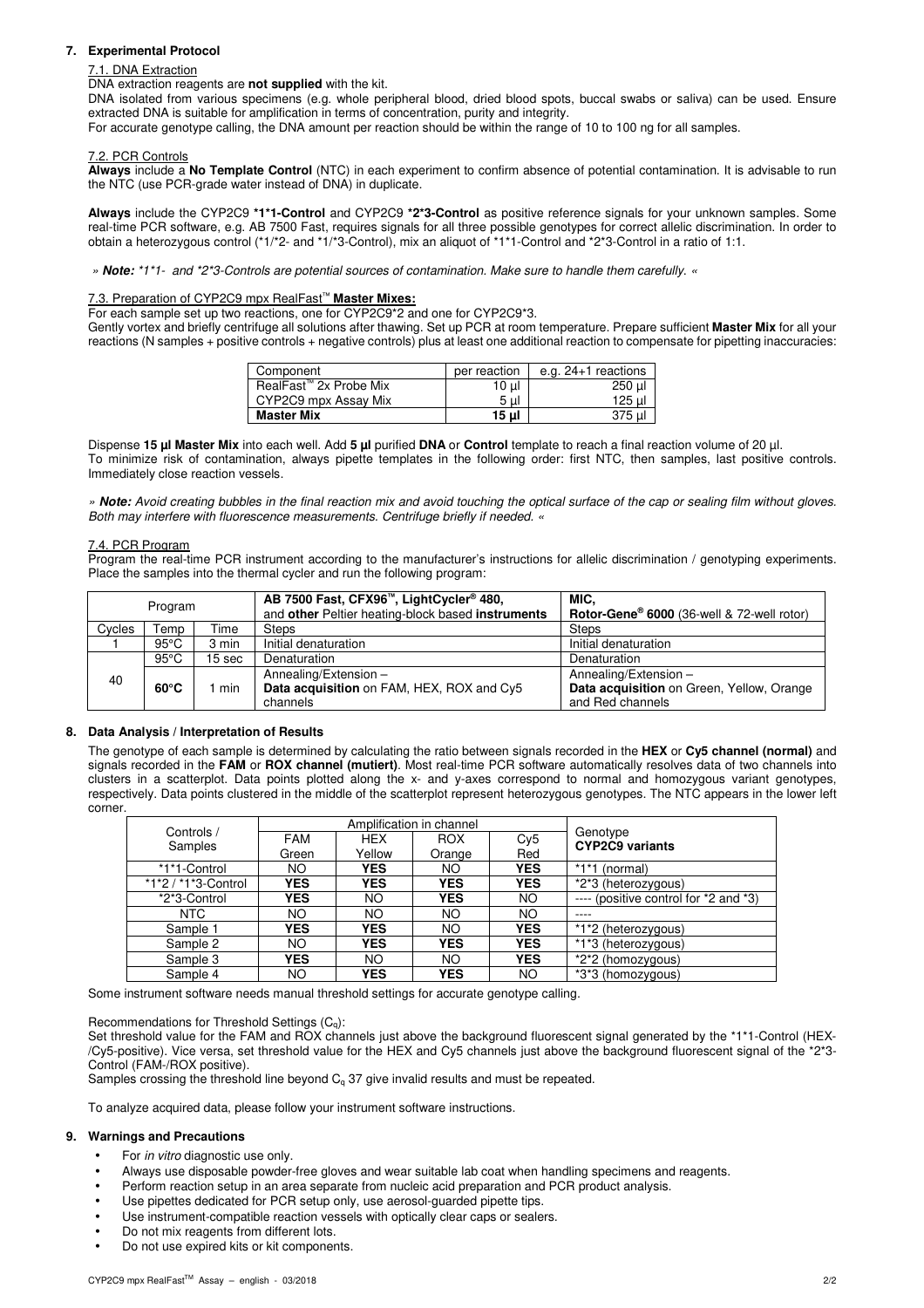## 7. Experimental Protocol

### 7.1. DNA Extraction

DNA extraction reagents are **not supplied** with the kit.

DNA isolated from various specimens (e.g. whole peripheral blood, dried blood spots, buccal swabs or saliva) can be used. Ensure extracted DNA is suitable for amplification in terms of concentration, purity and integrity.

For accurate genotype calling, the DNA amount per reaction should be within the range of 10 to 100 ng for all samples.

### 7.2. PCR Controls

**Always** include a **No Template Control** (NTC) in each experiment to confirm absence of potential contamination. It is advisable to run the NTC (use PCR-grade water instead of DNA) in duplicate.

**Always** include the CYP2C9 ***1*1-Control** and CYP2C9 ***2*3-Control** as positive reference signals for your unknown samples. Some real-time PCR software, e.g. AB 7500 Fast, requires signals for all three possible genotypes for correct allelic discrimination. In order to obtain a heterozygous control (*1/*2- and *1/*3-Control), mix an aliquot of *1*1-Control and *2*3-Control in a ratio of 1:1.

» ***Note:*** *\*1\*1- and \*2\*3-Controls are potential sources of contamination. Make sure to handle them carefully.* «

### 7.3. Preparation of CYP2C9 mpx RealFast™ **Master Mixes:**

For each sample set up two reactions, one for CYP2C9*2 and one for CYP2C9*3.

Gently vortex and briefly centrifuge all solutions after thawing. Set up PCR at room temperature. Prepare sufficient **Master Mix** for all your reactions (N samples + positive controls + negative controls) plus at least one additional reaction to compensate for pipetting inaccuracies:

| Component | per reaction | e.g. 24+1 reactions |
|---|---|---|
| RealFast™ 2x Probe Mix | 10 µl | 250 µl |
| CYP2C9 mpx Assay Mix | 5 µl | 125 µl |
| **Master Mix** | **15 µl** | 375 µl |

Dispense **15 µl Master Mix** into each well. Add **5 µl** purified **DNA** or **Control** template to reach a final reaction volume of 20 µl.

To minimize risk of contamination, always pipette templates in the following order: first NTC, then samples, last positive controls. Immediately close reaction vessels.

» ***Note:*** *Avoid creating bubbles in the final reaction mix and avoid touching the optical surface of the cap or sealing film without gloves. Both may interfere with fluorescence measurements. Centrifuge briefly if needed.* «

### 7.4. PCR Program

Program the real-time PCR instrument according to the manufacturer's instructions for allelic discrimination / genotyping experiments. Place the samples into the thermal cycler and run the following program:

| Program | | | AB 7500 Fast, CFX96™, LightCycler® 480, and other Peltier heating-block based instruments | MIC, Rotor-Gene® 6000 (36-well & 72-well rotor) |
|---|---|---|---|---|
| Cycles | Temp | Time | Steps | Steps |
| 1 | 95°C | 3 min | Initial denaturation | Initial denaturation |
| 40 | 95°C | 15 sec | Denaturation | Denaturation |
| | **60°C** | 1 min | Annealing/Extension – **Data acquisition** on FAM, HEX, ROX and Cy5 channels | Annealing/Extension – **Data acquisition** on Green, Yellow, Orange and Red channels |

## 8. Data Analysis / Interpretation of Results

The genotype of each sample is determined by calculating the ratio between signals recorded in the **HEX** or **Cy5 channel (normal)** and signals recorded in the **FAM** or **ROX channel (mutiert)**. Most real-time PCR software automatically resolves data of two channels into clusters in a scatterplot. Data points plotted along the x- and y-axes correspond to normal and homozygous variant genotypes, respectively. Data points clustered in the middle of the scatterplot represent heterozygous genotypes. The NTC appears in the lower left corner.

| Controls / Samples | Amplification in channel | | | | Genotype **CYP2C9 variants** |
|---|---|---|---|---|---|
| | FAM Green | HEX Yellow | ROX Orange | Cy5 Red | |
| *1*1-Control | NO | **YES** | NO | **YES** | *1*1 (normal) |
| *1*2 / *1*3-Control | **YES** | **YES** | **YES** | **YES** | *2*3 (heterozygous) |
| *2*3-Control | **YES** | NO | **YES** | NO | ---- (positive control for *2 and *3) |
| NTC | NO | NO | NO | NO | ---- |
| Sample 1 | **YES** | **YES** | NO | **YES** | *1*2 (heterozygous) |
| Sample 2 | NO | **YES** | **YES** | **YES** | *1*3 (heterozygous) |
| Sample 3 | **YES** | NO | NO | **YES** | *2*2 (homozygous) |
| Sample 4 | NO | **YES** | **YES** | NO | *3*3 (homozygous) |

Some instrument software needs manual threshold settings for accurate genotype calling.

Recommendations for Threshold Settings ($C_q$):

Set threshold value for the FAM and ROX channels just above the background fluorescent signal generated by the *1*1-Control (HEX-/Cy5-positive). Vice versa, set threshold value for the HEX and Cy5 channels just above the background fluorescent signal of the *2*3-Control (FAM-/ROX positive).

Samples crossing the threshold line beyond $C_q$ 37 give invalid results and must be repeated.

To analyze acquired data, please follow your instrument software instructions.

## 9. Warnings and Precautions

- For *in vitro* diagnostic use only.
- Always use disposable powder-free gloves and wear suitable lab coat when handling specimens and reagents.
- Perform reaction setup in an area separate from nucleic acid preparation and PCR product analysis.
- Use pipettes dedicated for PCR setup only, use aerosol-guarded pipette tips.
- Use instrument-compatible reaction vessels with optically clear caps or sealers.
- Do not mix reagents from different lots.
- Do not use expired kits or kit components.